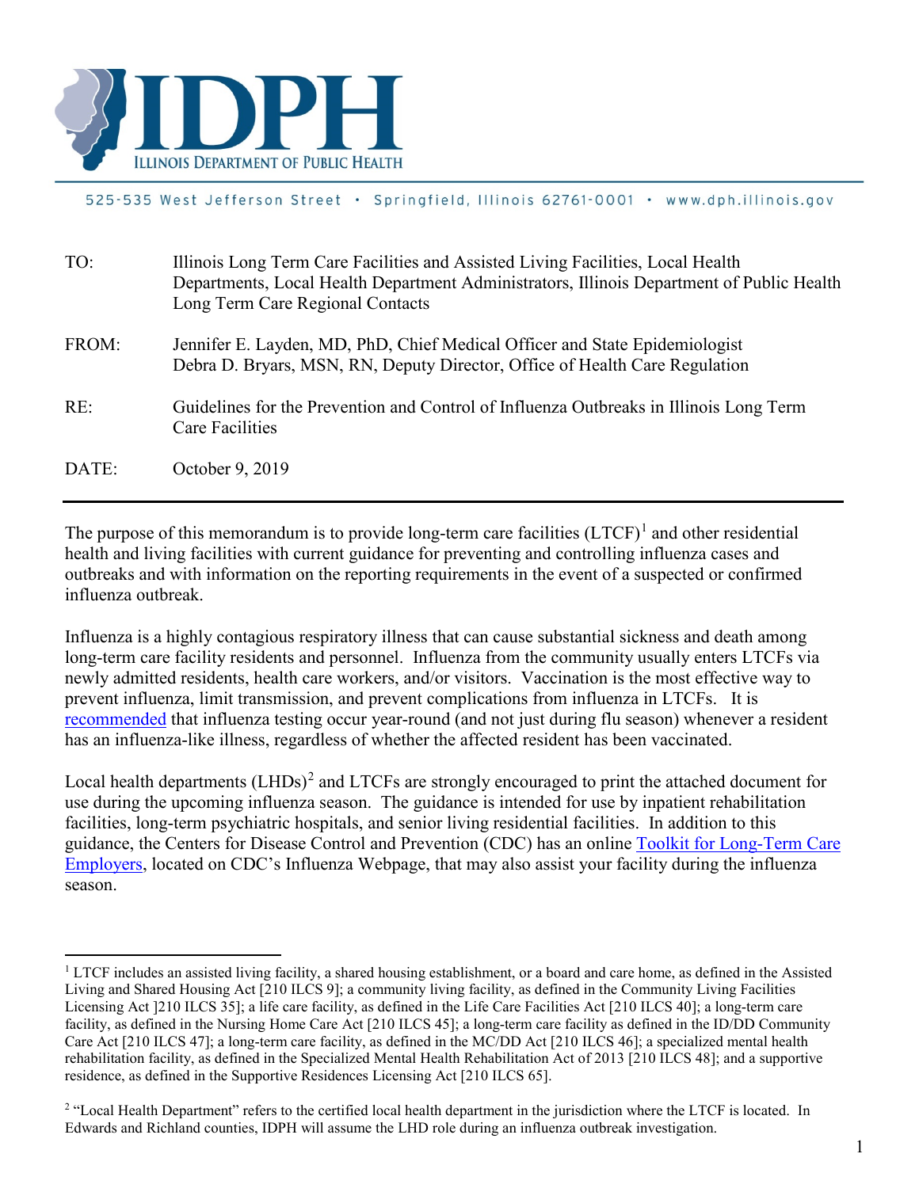# IDPH

ILLINOIS DEPARTMENT OF PUBLIC HEALTH

525-535 West Jefferson Street • Springfield, Illinois 62761-0001 • www.dph.illinois.gov

| | |
|---|---|
| TO: | Illinois Long Term Care Facilities and Assisted Living Facilities, Local Health Departments, Local Health Department Administrators, Illinois Department of Public Health Long Term Care Regional Contacts |
| FROM: | Jennifer E. Layden, MD, PhD, Chief Medical Officer and State Epidemiologist<br>Debra D. Bryars, MSN, RN, Deputy Director, Office of Health Care Regulation |
| RE: | Guidelines for the Prevention and Control of Influenza Outbreaks in Illinois Long Term Care Facilities |
| DATE: | October 9, 2019 |

---

The purpose of this memorandum is to provide long-term care facilities (LTCF)[1] and other residential health and living facilities with current guidance for preventing and controlling influenza cases and outbreaks and with information on the reporting requirements in the event of a suspected or confirmed influenza outbreak.

Influenza is a highly contagious respiratory illness that can cause substantial sickness and death among long-term care facility residents and personnel. Influenza from the community usually enters LTCFs via newly admitted residents, health care workers, and/or visitors. Vaccination is the most effective way to prevent influenza, limit transmission, and prevent complications from influenza in LTCFs. It is recommended that influenza testing occur year-round (and not just during flu season) whenever a resident has an influenza-like illness, regardless of whether the affected resident has been vaccinated.

Local health departments (LHDs)[2] and LTCFs are strongly encouraged to print the attached document for use during the upcoming influenza season. The guidance is intended for use by inpatient rehabilitation facilities, long-term psychiatric hospitals, and senior living residential facilities. In addition to this guidance, the Centers for Disease Control and Prevention (CDC) has an online Toolkit for Long-Term Care Employers, located on CDC's Influenza Webpage, that may also assist your facility during the influenza season.

---

[1] LTCF includes an assisted living facility, a shared housing establishment, or a board and care home, as defined in the Assisted Living and Shared Housing Act [210 ILCS 9]; a community living facility, as defined in the Community Living Facilities Licensing Act ]210 ILCS 35]; a life care facility, as defined in the Life Care Facilities Act [210 ILCS 40]; a long-term care facility, as defined in the Nursing Home Care Act [210 ILCS 45]; a long-term care facility as defined in the ID/DD Community Care Act [210 ILCS 47]; a long-term care facility, as defined in the MC/DD Act [210 ILCS 46]; a specialized mental health rehabilitation facility, as defined in the Specialized Mental Health Rehabilitation Act of 2013 [210 ILCS 48]; and a supportive residence, as defined in the Supportive Residences Licensing Act [210 ILCS 65].

[2] "Local Health Department" refers to the certified local health department in the jurisdiction where the LTCF is located. In Edwards and Richland counties, IDPH will assume the LHD role during an influenza outbreak investigation.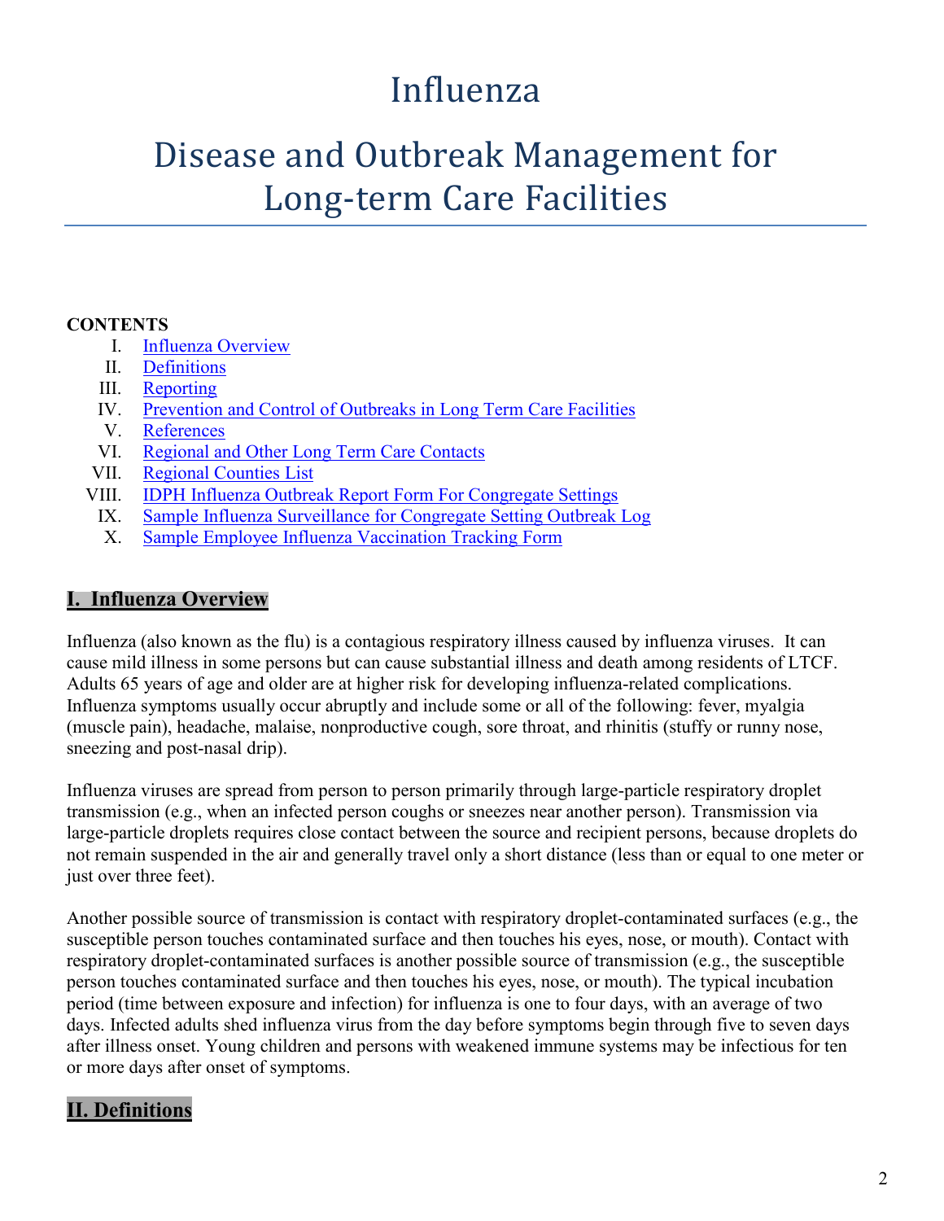# Influenza

# Disease and Outbreak Management for Long-term Care Facilities

**CONTENTS**

I. Influenza Overview
II. Definitions
III. Reporting
IV. Prevention and Control of Outbreaks in Long Term Care Facilities
V. References
VI. Regional and Other Long Term Care Contacts
VII. Regional Counties List
VIII. IDPH Influenza Outbreak Report Form For Congregate Settings
IX. Sample Influenza Surveillance for Congregate Setting Outbreak Log
X. Sample Employee Influenza Vaccination Tracking Form

## I. Influenza Overview

Influenza (also known as the flu) is a contagious respiratory illness caused by influenza viruses. It can cause mild illness in some persons but can cause substantial illness and death among residents of LTCF. Adults 65 years of age and older are at higher risk for developing influenza-related complications. Influenza symptoms usually occur abruptly and include some or all of the following: fever, myalgia (muscle pain), headache, malaise, nonproductive cough, sore throat, and rhinitis (stuffy or runny nose, sneezing and post-nasal drip).

Influenza viruses are spread from person to person primarily through large-particle respiratory droplet transmission (e.g., when an infected person coughs or sneezes near another person). Transmission via large-particle droplets requires close contact between the source and recipient persons, because droplets do not remain suspended in the air and generally travel only a short distance (less than or equal to one meter or just over three feet).

Another possible source of transmission is contact with respiratory droplet-contaminated surfaces (e.g., the susceptible person touches contaminated surface and then touches his eyes, nose, or mouth). Contact with respiratory droplet-contaminated surfaces is another possible source of transmission (e.g., the susceptible person touches contaminated surface and then touches his eyes, nose, or mouth). The typical incubation period (time between exposure and infection) for influenza is one to four days, with an average of two days. Infected adults shed influenza virus from the day before symptoms begin through five to seven days after illness onset. Young children and persons with weakened immune systems may be infectious for ten or more days after onset of symptoms.

## II. Definitions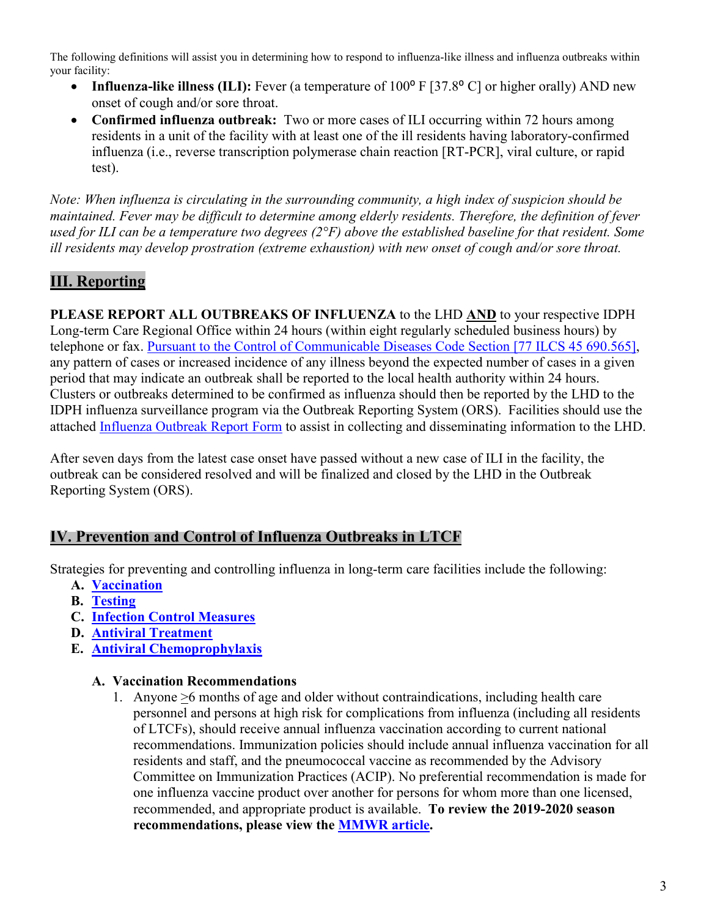The following definitions will assist you in determining how to respond to influenza-like illness and influenza outbreaks within your facility:

- **Influenza-like illness (ILI):** Fever (a temperature of 100⁰ F [37.8⁰ C] or higher orally) AND new onset of cough and/or sore throat.
- **Confirmed influenza outbreak:** Two or more cases of ILI occurring within 72 hours among residents in a unit of the facility with at least one of the ill residents having laboratory-confirmed influenza (i.e., reverse transcription polymerase chain reaction [RT-PCR], viral culture, or rapid test).

*Note: When influenza is circulating in the surrounding community, a high index of suspicion should be maintained. Fever may be difficult to determine among elderly residents. Therefore, the definition of fever used for ILI can be a temperature two degrees (2°F) above the established baseline for that resident. Some ill residents may develop prostration (extreme exhaustion) with new onset of cough and/or sore throat.*

## III. Reporting

**PLEASE REPORT ALL OUTBREAKS OF INFLUENZA** to the LHD **AND** to your respective IDPH Long-term Care Regional Office within 24 hours (within eight regularly scheduled business hours) by telephone or fax. Pursuant to the Control of Communicable Diseases Code Section [77 ILCS 45 690.565], any pattern of cases or increased incidence of any illness beyond the expected number of cases in a given period that may indicate an outbreak shall be reported to the local health authority within 24 hours. Clusters or outbreaks determined to be confirmed as influenza should then be reported by the LHD to the IDPH influenza surveillance program via the Outbreak Reporting System (ORS). Facilities should use the attached Influenza Outbreak Report Form to assist in collecting and disseminating information to the LHD.

After seven days from the latest case onset have passed without a new case of ILI in the facility, the outbreak can be considered resolved and will be finalized and closed by the LHD in the Outbreak Reporting System (ORS).

## IV. Prevention and Control of Influenza Outbreaks in LTCF

Strategies for preventing and controlling influenza in long-term care facilities include the following:

- **A. Vaccination**
- **B. Testing**
- **C. Infection Control Measures**
- **D. Antiviral Treatment**
- **E. Antiviral Chemoprophylaxis**

### A. Vaccination Recommendations

1. Anyone ≥6 months of age and older without contraindications, including health care personnel and persons at high risk for complications from influenza (including all residents of LTCFs), should receive annual influenza vaccination according to current national recommendations. Immunization policies should include annual influenza vaccination for all residents and staff, and the pneumococcal vaccine as recommended by the Advisory Committee on Immunization Practices (ACIP). No preferential recommendation is made for one influenza vaccine product over another for persons for whom more than one licensed, recommended, and appropriate product is available. **To review the 2019-2020 season recommendations, please view the MMWR article.**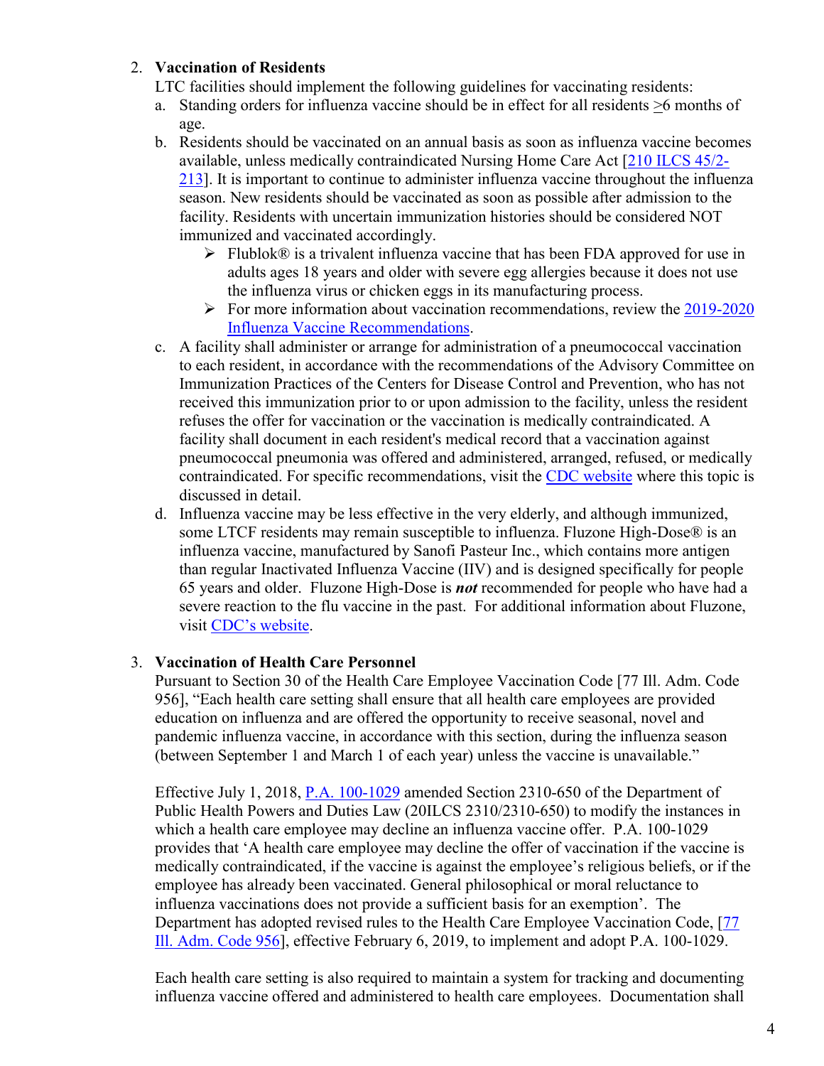2. **Vaccination of Residents**

   LTC facilities should implement the following guidelines for vaccinating residents:

   a. Standing orders for influenza vaccine should be in effect for all residents ≥6 months of age.

   b. Residents should be vaccinated on an annual basis as soon as influenza vaccine becomes available, unless medically contraindicated Nursing Home Care Act [210 ILCS 45/2-213]. It is important to continue to administer influenza vaccine throughout the influenza season. New residents should be vaccinated as soon as possible after admission to the facility. Residents with uncertain immunization histories should be considered NOT immunized and vaccinated accordingly.

      - Flublok® is a trivalent influenza vaccine that has been FDA approved for use in adults ages 18 years and older with severe egg allergies because it does not use the influenza virus or chicken eggs in its manufacturing process.
      - For more information about vaccination recommendations, review the 2019-2020 Influenza Vaccine Recommendations.

   c. A facility shall administer or arrange for administration of a pneumococcal vaccination to each resident, in accordance with the recommendations of the Advisory Committee on Immunization Practices of the Centers for Disease Control and Prevention, who has not received this immunization prior to or upon admission to the facility, unless the resident refuses the offer for vaccination or the vaccination is medically contraindicated. A facility shall document in each resident's medical record that a vaccination against pneumococcal pneumonia was offered and administered, arranged, refused, or medically contraindicated. For specific recommendations, visit the CDC website where this topic is discussed in detail.

   d. Influenza vaccine may be less effective in the very elderly, and although immunized, some LTCF residents may remain susceptible to influenza. Fluzone High-Dose® is an influenza vaccine, manufactured by Sanofi Pasteur Inc., which contains more antigen than regular Inactivated Influenza Vaccine (IIV) and is designed specifically for people 65 years and older. Fluzone High-Dose is ***not*** recommended for people who have had a severe reaction to the flu vaccine in the past. For additional information about Fluzone, visit CDC's website.

3. **Vaccination of Health Care Personnel**

   Pursuant to Section 30 of the Health Care Employee Vaccination Code [77 Ill. Adm. Code 956], "Each health care setting shall ensure that all health care employees are provided education on influenza and are offered the opportunity to receive seasonal, novel and pandemic influenza vaccine, in accordance with this section, during the influenza season (between September 1 and March 1 of each year) unless the vaccine is unavailable."

   Effective July 1, 2018, P.A. 100-1029 amended Section 2310-650 of the Department of Public Health Powers and Duties Law (20ILCS 2310/2310-650) to modify the instances in which a health care employee may decline an influenza vaccine offer. P.A. 100-1029 provides that 'A health care employee may decline the offer of vaccination if the vaccine is medically contraindicated, if the vaccine is against the employee's religious beliefs, or if the employee has already been vaccinated. General philosophical or moral reluctance to influenza vaccinations does not provide a sufficient basis for an exemption'. The Department has adopted revised rules to the Health Care Employee Vaccination Code, [77 Ill. Adm. Code 956], effective February 6, 2019, to implement and adopt P.A. 100-1029.

   Each health care setting is also required to maintain a system for tracking and documenting influenza vaccine offered and administered to health care employees. Documentation shall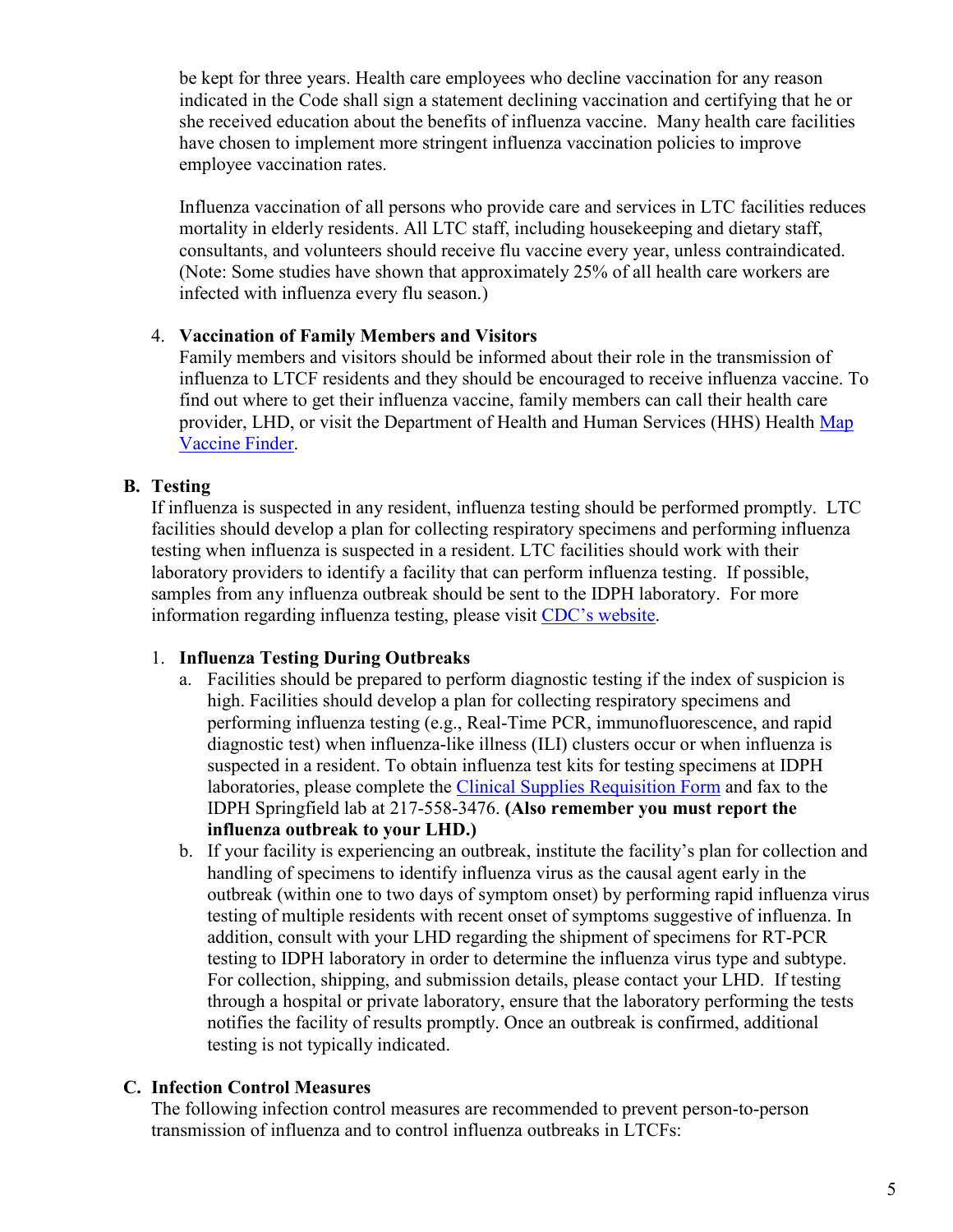be kept for three years. Health care employees who decline vaccination for any reason indicated in the Code shall sign a statement declining vaccination and certifying that he or she received education about the benefits of influenza vaccine. Many health care facilities have chosen to implement more stringent influenza vaccination policies to improve employee vaccination rates.

Influenza vaccination of all persons who provide care and services in LTC facilities reduces mortality in elderly residents. All LTC staff, including housekeeping and dietary staff, consultants, and volunteers should receive flu vaccine every year, unless contraindicated. (Note: Some studies have shown that approximately 25% of all health care workers are infected with influenza every flu season.)

4. **Vaccination of Family Members and Visitors**
   Family members and visitors should be informed about their role in the transmission of influenza to LTCF residents and they should be encouraged to receive influenza vaccine. To find out where to get their influenza vaccine, family members can call their health care provider, LHD, or visit the Department of Health and Human Services (HHS) Health Map Vaccine Finder.

## B. Testing

If influenza is suspected in any resident, influenza testing should be performed promptly. LTC facilities should develop a plan for collecting respiratory specimens and performing influenza testing when influenza is suspected in a resident. LTC facilities should work with their laboratory providers to identify a facility that can perform influenza testing. If possible, samples from any influenza outbreak should be sent to the IDPH laboratory. For more information regarding influenza testing, please visit CDC's website.

1. **Influenza Testing During Outbreaks**
   a. Facilities should be prepared to perform diagnostic testing if the index of suspicion is high. Facilities should develop a plan for collecting respiratory specimens and performing influenza testing (e.g., Real-Time PCR, immunofluorescence, and rapid diagnostic test) when influenza-like illness (ILI) clusters occur or when influenza is suspected in a resident. To obtain influenza test kits for testing specimens at IDPH laboratories, please complete the Clinical Supplies Requisition Form and fax to the IDPH Springfield lab at 217-558-3476. **(Also remember you must report the influenza outbreak to your LHD.)**
   b. If your facility is experiencing an outbreak, institute the facility's plan for collection and handling of specimens to identify influenza virus as the causal agent early in the outbreak (within one to two days of symptom onset) by performing rapid influenza virus testing of multiple residents with recent onset of symptoms suggestive of influenza. In addition, consult with your LHD regarding the shipment of specimens for RT-PCR testing to IDPH laboratory in order to determine the influenza virus type and subtype. For collection, shipping, and submission details, please contact your LHD. If testing through a hospital or private laboratory, ensure that the laboratory performing the tests notifies the facility of results promptly. Once an outbreak is confirmed, additional testing is not typically indicated.

## C. Infection Control Measures

The following infection control measures are recommended to prevent person-to-person transmission of influenza and to control influenza outbreaks in LTCFs: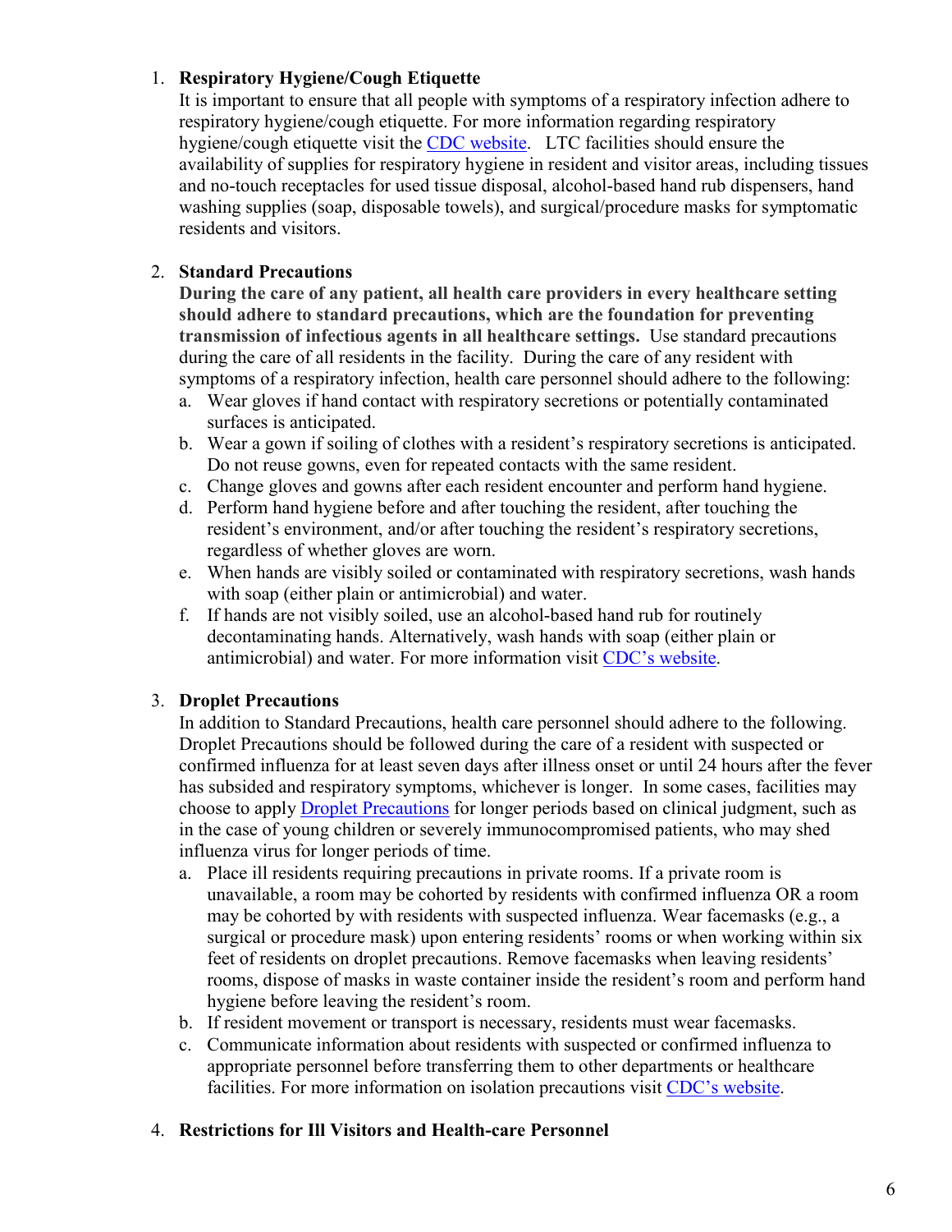1. **Respiratory Hygiene/Cough Etiquette**
   It is important to ensure that all people with symptoms of a respiratory infection adhere to respiratory hygiene/cough etiquette. For more information regarding respiratory hygiene/cough etiquette visit the CDC website. LTC facilities should ensure the availability of supplies for respiratory hygiene in resident and visitor areas, including tissues and no-touch receptacles for used tissue disposal, alcohol-based hand rub dispensers, hand washing supplies (soap, disposable towels), and surgical/procedure masks for symptomatic residents and visitors.

2. **Standard Precautions**
   **During the care of any patient, all health care providers in every healthcare setting should adhere to standard precautions, which are the foundation for preventing transmission of infectious agents in all healthcare settings.** Use standard precautions during the care of all residents in the facility. During the care of any resident with symptoms of a respiratory infection, health care personnel should adhere to the following:
   a. Wear gloves if hand contact with respiratory secretions or potentially contaminated surfaces is anticipated.
   b. Wear a gown if soiling of clothes with a resident's respiratory secretions is anticipated. Do not reuse gowns, even for repeated contacts with the same resident.
   c. Change gloves and gowns after each resident encounter and perform hand hygiene.
   d. Perform hand hygiene before and after touching the resident, after touching the resident's environment, and/or after touching the resident's respiratory secretions, regardless of whether gloves are worn.
   e. When hands are visibly soiled or contaminated with respiratory secretions, wash hands with soap (either plain or antimicrobial) and water.
   f. If hands are not visibly soiled, use an alcohol-based hand rub for routinely decontaminating hands. Alternatively, wash hands with soap (either plain or antimicrobial) and water. For more information visit CDC's website.

3. **Droplet Precautions**
   In addition to Standard Precautions, health care personnel should adhere to the following. Droplet Precautions should be followed during the care of a resident with suspected or confirmed influenza for at least seven days after illness onset or until 24 hours after the fever has subsided and respiratory symptoms, whichever is longer. In some cases, facilities may choose to apply Droplet Precautions for longer periods based on clinical judgment, such as in the case of young children or severely immunocompromised patients, who may shed influenza virus for longer periods of time.
   a. Place ill residents requiring precautions in private rooms. If a private room is unavailable, a room may be cohorted by residents with confirmed influenza OR a room may be cohorted by with residents with suspected influenza. Wear facemasks (e.g., a surgical or procedure mask) upon entering residents' rooms or when working within six feet of residents on droplet precautions. Remove facemasks when leaving residents' rooms, dispose of masks in waste container inside the resident's room and perform hand hygiene before leaving the resident's room.
   b. If resident movement or transport is necessary, residents must wear facemasks.
   c. Communicate information about residents with suspected or confirmed influenza to appropriate personnel before transferring them to other departments or healthcare facilities. For more information on isolation precautions visit CDC's website.

4. **Restrictions for Ill Visitors and Health-care Personnel**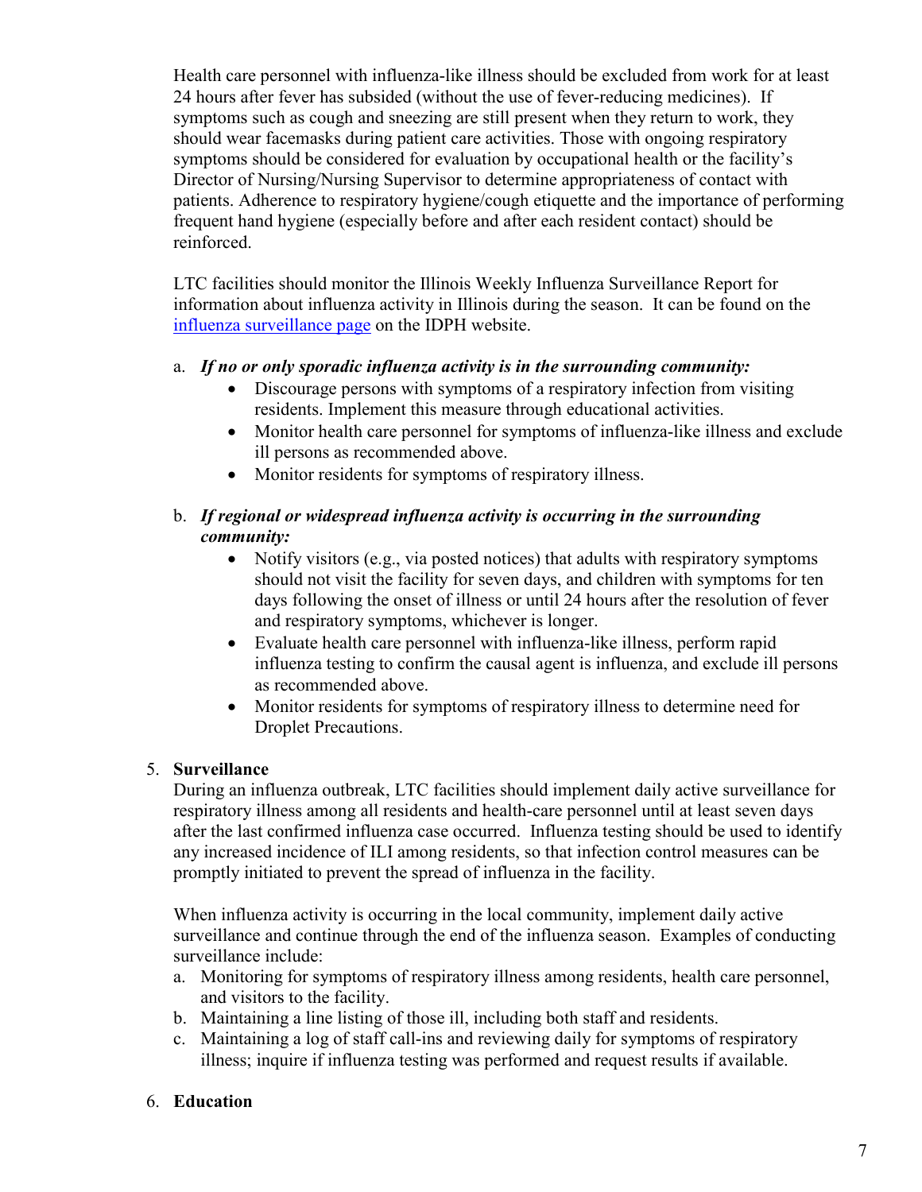Health care personnel with influenza-like illness should be excluded from work for at least 24 hours after fever has subsided (without the use of fever-reducing medicines). If symptoms such as cough and sneezing are still present when they return to work, they should wear facemasks during patient care activities. Those with ongoing respiratory symptoms should be considered for evaluation by occupational health or the facility's Director of Nursing/Nursing Supervisor to determine appropriateness of contact with patients. Adherence to respiratory hygiene/cough etiquette and the importance of performing frequent hand hygiene (especially before and after each resident contact) should be reinforced.

LTC facilities should monitor the Illinois Weekly Influenza Surveillance Report for information about influenza activity in Illinois during the season. It can be found on the [influenza surveillance page](#) on the IDPH website.

a. ***If no or only sporadic influenza activity is in the surrounding community:***
   - Discourage persons with symptoms of a respiratory infection from visiting residents. Implement this measure through educational activities.
   - Monitor health care personnel for symptoms of influenza-like illness and exclude ill persons as recommended above.
   - Monitor residents for symptoms of respiratory illness.

b. ***If regional or widespread influenza activity is occurring in the surrounding community:***
   - Notify visitors (e.g., via posted notices) that adults with respiratory symptoms should not visit the facility for seven days, and children with symptoms for ten days following the onset of illness or until 24 hours after the resolution of fever and respiratory symptoms, whichever is longer.
   - Evaluate health care personnel with influenza-like illness, perform rapid influenza testing to confirm the causal agent is influenza, and exclude ill persons as recommended above.
   - Monitor residents for symptoms of respiratory illness to determine need for Droplet Precautions.

5. **Surveillance**

During an influenza outbreak, LTC facilities should implement daily active surveillance for respiratory illness among all residents and health-care personnel until at least seven days after the last confirmed influenza case occurred. Influenza testing should be used to identify any increased incidence of ILI among residents, so that infection control measures can be promptly initiated to prevent the spread of influenza in the facility.

When influenza activity is occurring in the local community, implement daily active surveillance and continue through the end of the influenza season. Examples of conducting surveillance include:

a. Monitoring for symptoms of respiratory illness among residents, health care personnel, and visitors to the facility.
b. Maintaining a line listing of those ill, including both staff and residents.
c. Maintaining a log of staff call-ins and reviewing daily for symptoms of respiratory illness; inquire if influenza testing was performed and request results if available.

6. **Education**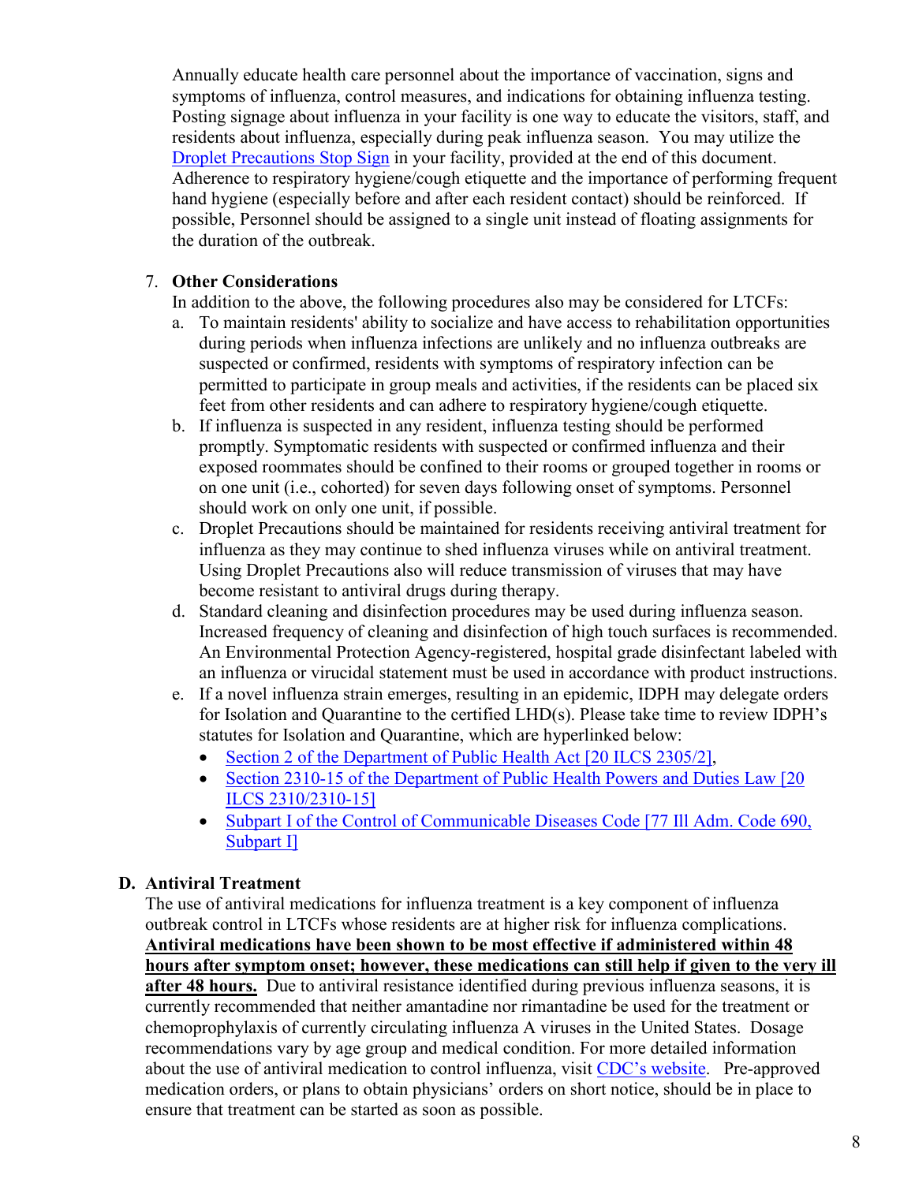Annually educate health care personnel about the importance of vaccination, signs and symptoms of influenza, control measures, and indications for obtaining influenza testing. Posting signage about influenza in your facility is one way to educate the visitors, staff, and residents about influenza, especially during peak influenza season. You may utilize the Droplet Precautions Stop Sign in your facility, provided at the end of this document. Adherence to respiratory hygiene/cough etiquette and the importance of performing frequent hand hygiene (especially before and after each resident contact) should be reinforced. If possible, Personnel should be assigned to a single unit instead of floating assignments for the duration of the outbreak.

7. **Other Considerations**

   In addition to the above, the following procedures also may be considered for LTCFs:

   a. To maintain residents' ability to socialize and have access to rehabilitation opportunities during periods when influenza infections are unlikely and no influenza outbreaks are suspected or confirmed, residents with symptoms of respiratory infection can be permitted to participate in group meals and activities, if the residents can be placed six feet from other residents and can adhere to respiratory hygiene/cough etiquette.
   b. If influenza is suspected in any resident, influenza testing should be performed promptly. Symptomatic residents with suspected or confirmed influenza and their exposed roommates should be confined to their rooms or grouped together in rooms or on one unit (i.e., cohorted) for seven days following onset of symptoms. Personnel should work on only one unit, if possible.
   c. Droplet Precautions should be maintained for residents receiving antiviral treatment for influenza as they may continue to shed influenza viruses while on antiviral treatment. Using Droplet Precautions also will reduce transmission of viruses that may have become resistant to antiviral drugs during therapy.
   d. Standard cleaning and disinfection procedures may be used during influenza season. Increased frequency of cleaning and disinfection of high touch surfaces is recommended. An Environmental Protection Agency-registered, hospital grade disinfectant labeled with an influenza or virucidal statement must be used in accordance with product instructions.
   e. If a novel influenza strain emerges, resulting in an epidemic, IDPH may delegate orders for Isolation and Quarantine to the certified LHD(s). Please take time to review IDPH's statutes for Isolation and Quarantine, which are hyperlinked below:
      - Section 2 of the Department of Public Health Act [20 ILCS 2305/2],
      - Section 2310-15 of the Department of Public Health Powers and Duties Law [20 ILCS 2310/2310-15]
      - Subpart I of the Control of Communicable Diseases Code [77 Ill Adm. Code 690, Subpart I]

## D. Antiviral Treatment

The use of antiviral medications for influenza treatment is a key component of influenza outbreak control in LTCFs whose residents are at higher risk for influenza complications. **Antiviral medications have been shown to be most effective if administered within 48 hours after symptom onset; however, these medications can still help if given to the very ill after 48 hours.** Due to antiviral resistance identified during previous influenza seasons, it is currently recommended that neither amantadine nor rimantadine be used for the treatment or chemoprophylaxis of currently circulating influenza A viruses in the United States. Dosage recommendations vary by age group and medical condition. For more detailed information about the use of antiviral medication to control influenza, visit CDC's website. Pre-approved medication orders, or plans to obtain physicians' orders on short notice, should be in place to ensure that treatment can be started as soon as possible.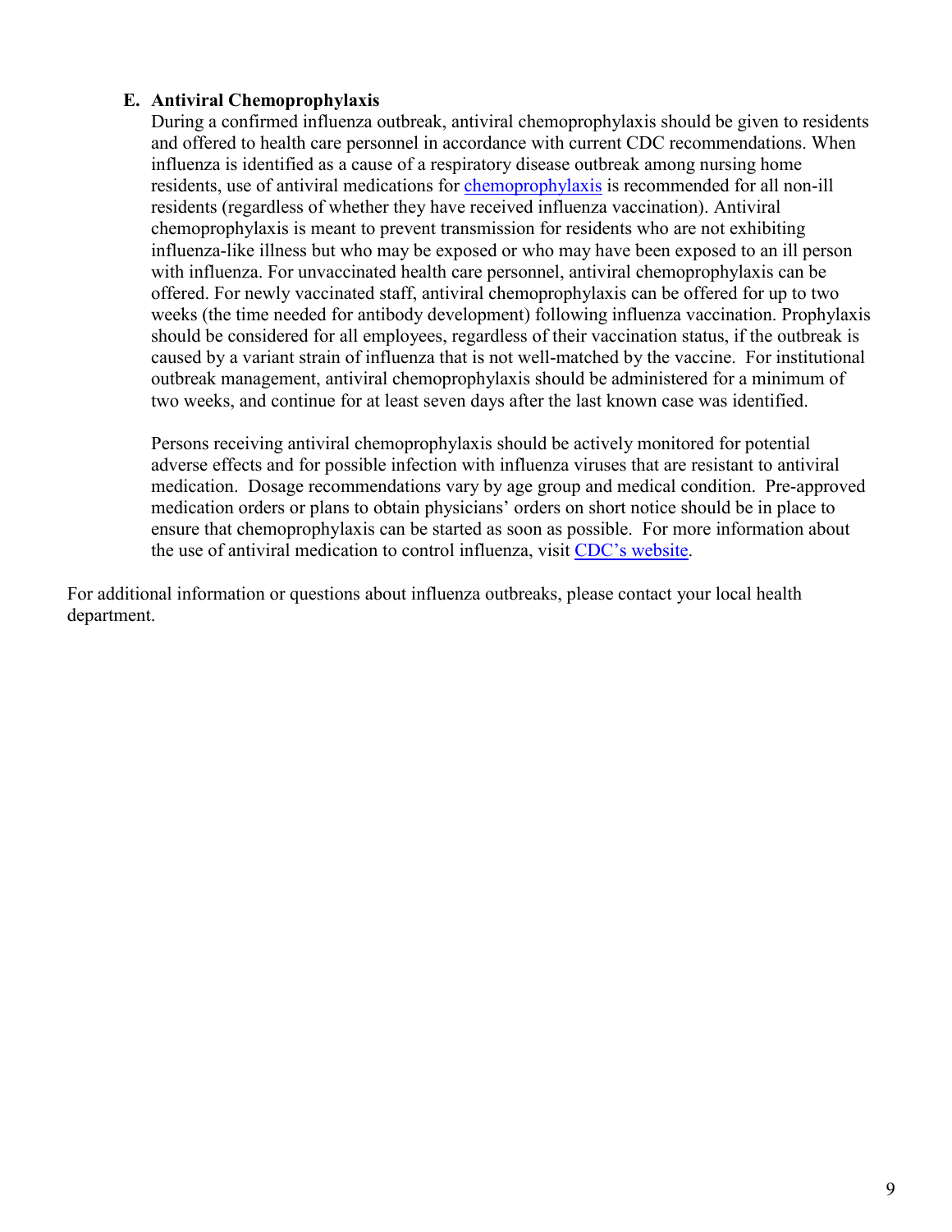### E. Antiviral Chemoprophylaxis

During a confirmed influenza outbreak, antiviral chemoprophylaxis should be given to residents and offered to health care personnel in accordance with current CDC recommendations. When influenza is identified as a cause of a respiratory disease outbreak among nursing home residents, use of antiviral medications for chemoprophylaxis is recommended for all non-ill residents (regardless of whether they have received influenza vaccination). Antiviral chemoprophylaxis is meant to prevent transmission for residents who are not exhibiting influenza-like illness but who may be exposed or who may have been exposed to an ill person with influenza. For unvaccinated health care personnel, antiviral chemoprophylaxis can be offered. For newly vaccinated staff, antiviral chemoprophylaxis can be offered for up to two weeks (the time needed for antibody development) following influenza vaccination. Prophylaxis should be considered for all employees, regardless of their vaccination status, if the outbreak is caused by a variant strain of influenza that is not well-matched by the vaccine. For institutional outbreak management, antiviral chemoprophylaxis should be administered for a minimum of two weeks, and continue for at least seven days after the last known case was identified.

Persons receiving antiviral chemoprophylaxis should be actively monitored for potential adverse effects and for possible infection with influenza viruses that are resistant to antiviral medication. Dosage recommendations vary by age group and medical condition. Pre-approved medication orders or plans to obtain physicians' orders on short notice should be in place to ensure that chemoprophylaxis can be started as soon as possible. For more information about the use of antiviral medication to control influenza, visit CDC's website.

For additional information or questions about influenza outbreaks, please contact your local health department.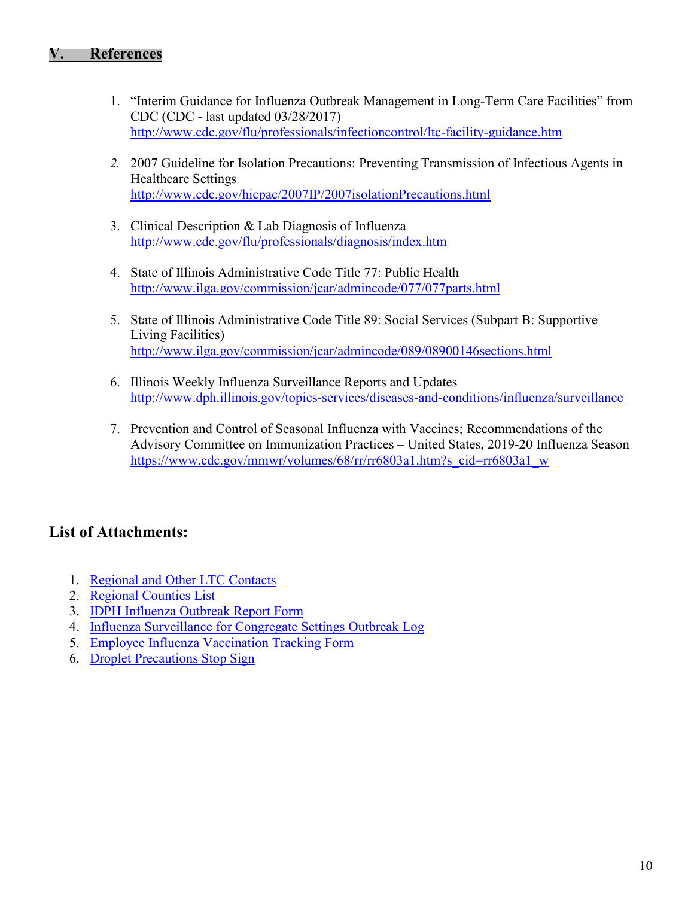## V. References

1. "Interim Guidance for Influenza Outbreak Management in Long-Term Care Facilities" from CDC (CDC - last updated 03/28/2017)
   http://www.cdc.gov/flu/professionals/infectioncontrol/ltc-facility-guidance.htm

2. 2007 Guideline for Isolation Precautions: Preventing Transmission of Infectious Agents in Healthcare Settings
   http://www.cdc.gov/hicpac/2007IP/2007isolationPrecautions.html

3. Clinical Description & Lab Diagnosis of Influenza
   http://www.cdc.gov/flu/professionals/diagnosis/index.htm

4. State of Illinois Administrative Code Title 77: Public Health
   http://www.ilga.gov/commission/jcar/admincode/077/077parts.html

5. State of Illinois Administrative Code Title 89: Social Services (Subpart B: Supportive Living Facilities)
   http://www.ilga.gov/commission/jcar/admincode/089/08900146sections.html

6. Illinois Weekly Influenza Surveillance Reports and Updates
   http://www.dph.illinois.gov/topics-services/diseases-and-conditions/influenza/surveillance

7. Prevention and Control of Seasonal Influenza with Vaccines; Recommendations of the Advisory Committee on Immunization Practices – United States, 2019-20 Influenza Season
   https://www.cdc.gov/mmwr/volumes/68/rr/rr6803a1.htm?s_cid=rr6803a1_w

## List of Attachments:

1. Regional and Other LTC Contacts
2. Regional Counties List
3. IDPH Influenza Outbreak Report Form
4. Influenza Surveillance for Congregate Settings Outbreak Log
5. Employee Influenza Vaccination Tracking Form
6. Droplet Precautions Stop Sign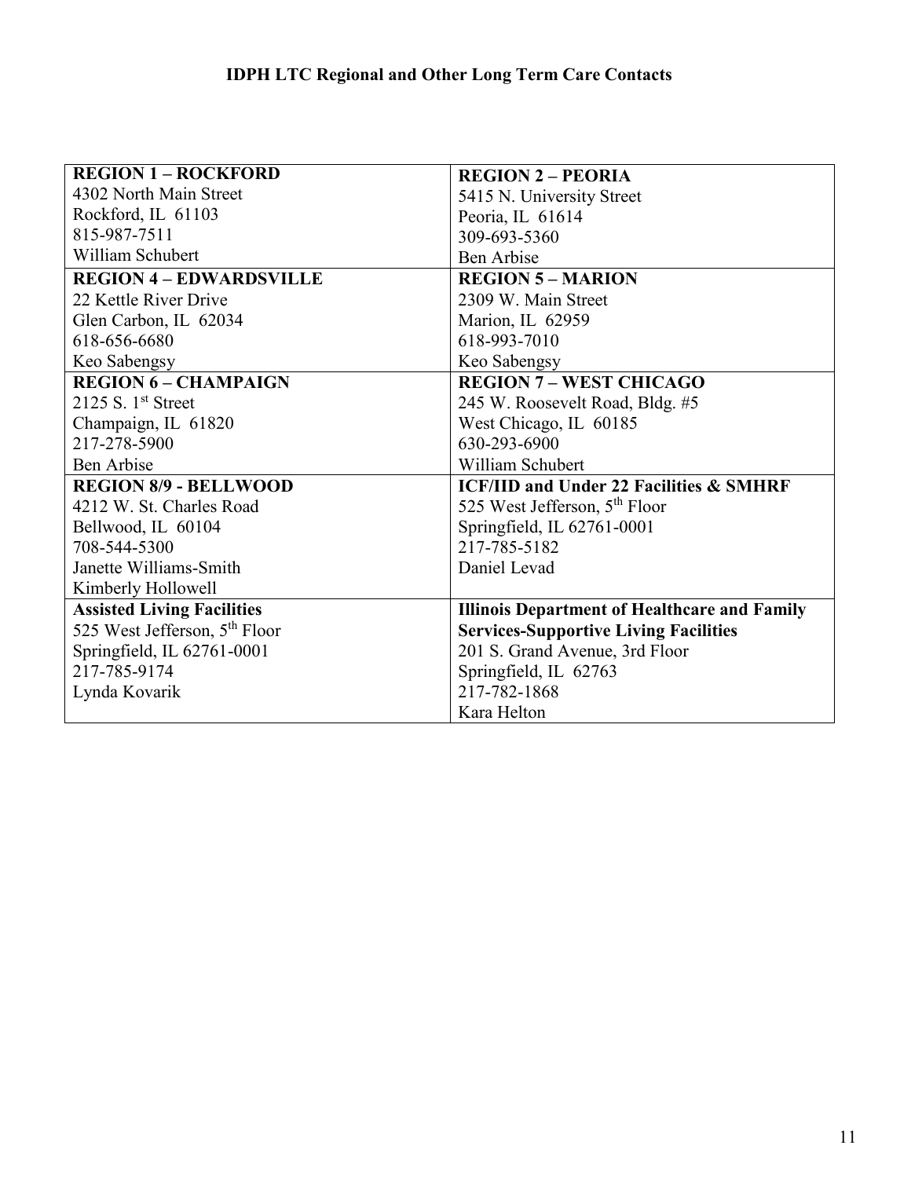# IDPH LTC Regional and Other Long Term Care Contacts

| | |
|---|---|
| **REGION 1 – ROCKFORD**<br>4302 North Main Street<br>Rockford, IL 61103<br>815-987-7511<br>William Schubert | **REGION 2 – PEORIA**<br>5415 N. University Street<br>Peoria, IL 61614<br>309-693-5360<br>Ben Arbise |
| **REGION 4 – EDWARDSVILLE**<br>22 Kettle River Drive<br>Glen Carbon, IL 62034<br>618-656-6680<br>Keo Sabengsy | **REGION 5 – MARION**<br>2309 W. Main Street<br>Marion, IL 62959<br>618-993-7010<br>Keo Sabengsy |
| **REGION 6 – CHAMPAIGN**<br>2125 S. 1st Street<br>Champaign, IL 61820<br>217-278-5900<br>Ben Arbise | **REGION 7 – WEST CHICAGO**<br>245 W. Roosevelt Road, Bldg. #5<br>West Chicago, IL 60185<br>630-293-6900<br>William Schubert |
| **REGION 8/9 - BELLWOOD**<br>4212 W. St. Charles Road<br>Bellwood, IL 60104<br>708-544-5300<br>Janette Williams-Smith<br>Kimberly Hollowell | **ICF/IID and Under 22 Facilities & SMHRF**<br>525 West Jefferson, 5th Floor<br>Springfield, IL 62761-0001<br>217-785-5182<br>Daniel Levad |
| **Assisted Living Facilities**<br>525 West Jefferson, 5th Floor<br>Springfield, IL 62761-0001<br>217-785-9174<br>Lynda Kovarik | **Illinois Department of Healthcare and Family Services-Supportive Living Facilities**<br>201 S. Grand Avenue, 3rd Floor<br>Springfield, IL 62763<br>217-782-1868<br>Kara Helton |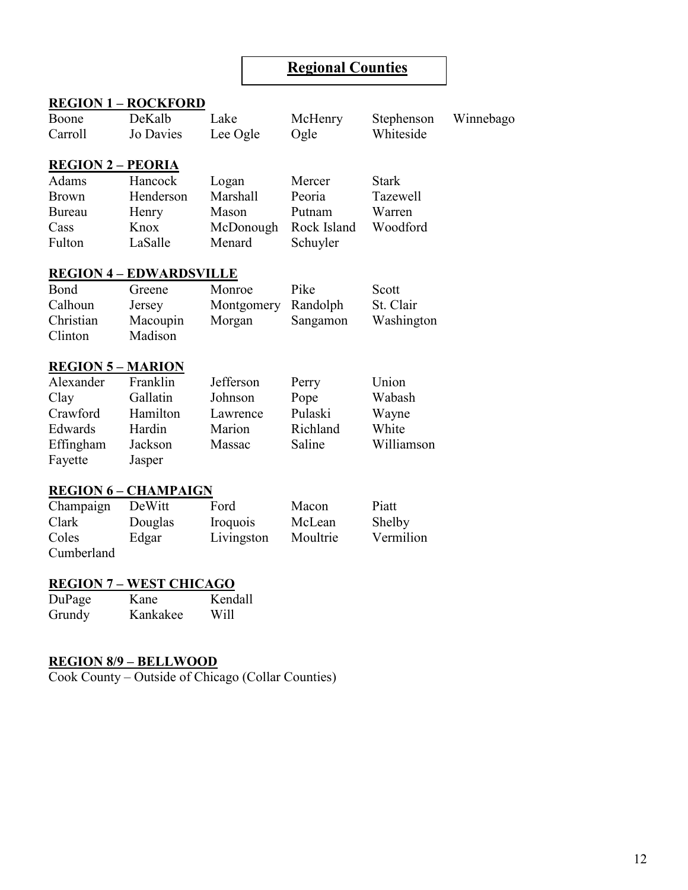# Regional Counties

## REGION 1 – ROCKFORD

| | | | | | |
|---|---|---|---|---|---|
| Boone | DeKalb | Lake | McHenry | Stephenson | Winnebago |
| Carroll | Jo Davies | Lee Ogle | Ogle | Whiteside | |

## REGION 2 – PEORIA

| | | | | |
|---|---|---|---|---|
| Adams | Hancock | Logan | Mercer | Stark |
| Brown | Henderson | Marshall | Peoria | Tazewell |
| Bureau | Henry | Mason | Putnam | Warren |
| Cass | Knox | McDonough | Rock Island | Woodford |
| Fulton | LaSalle | Menard | Schuyler | |

## REGION 4 – EDWARDSVILLE

| | | | | |
|---|---|---|---|---|
| Bond | Greene | Monroe | Pike | Scott |
| Calhoun | Jersey | Montgomery | Randolph | St. Clair |
| Christian | Macoupin | Morgan | Sangamon | Washington |
| Clinton | Madison | | | |

## REGION 5 – MARION

| | | | | |
|---|---|---|---|---|
| Alexander | Franklin | Jefferson | Perry | Union |
| Clay | Gallatin | Johnson | Pope | Wabash |
| Crawford | Hamilton | Lawrence | Pulaski | Wayne |
| Edwards | Hardin | Marion | Richland | White |
| Effingham | Jackson | Massac | Saline | Williamson |
| Fayette | Jasper | | | |

## REGION 6 – CHAMPAIGN

| | | | | |
|---|---|---|---|---|
| Champaign | DeWitt | Ford | Macon | Piatt |
| Clark | Douglas | Iroquois | McLean | Shelby |
| Coles | Edgar | Livingston | Moultrie | Vermilion |
| Cumberland | | | | |

## REGION 7 – WEST CHICAGO

| | | |
|---|---|---|
| DuPage | Kane | Kendall |
| Grundy | Kankakee | Will |

## REGION 8/9 – BELLWOOD

Cook County – Outside of Chicago (Collar Counties)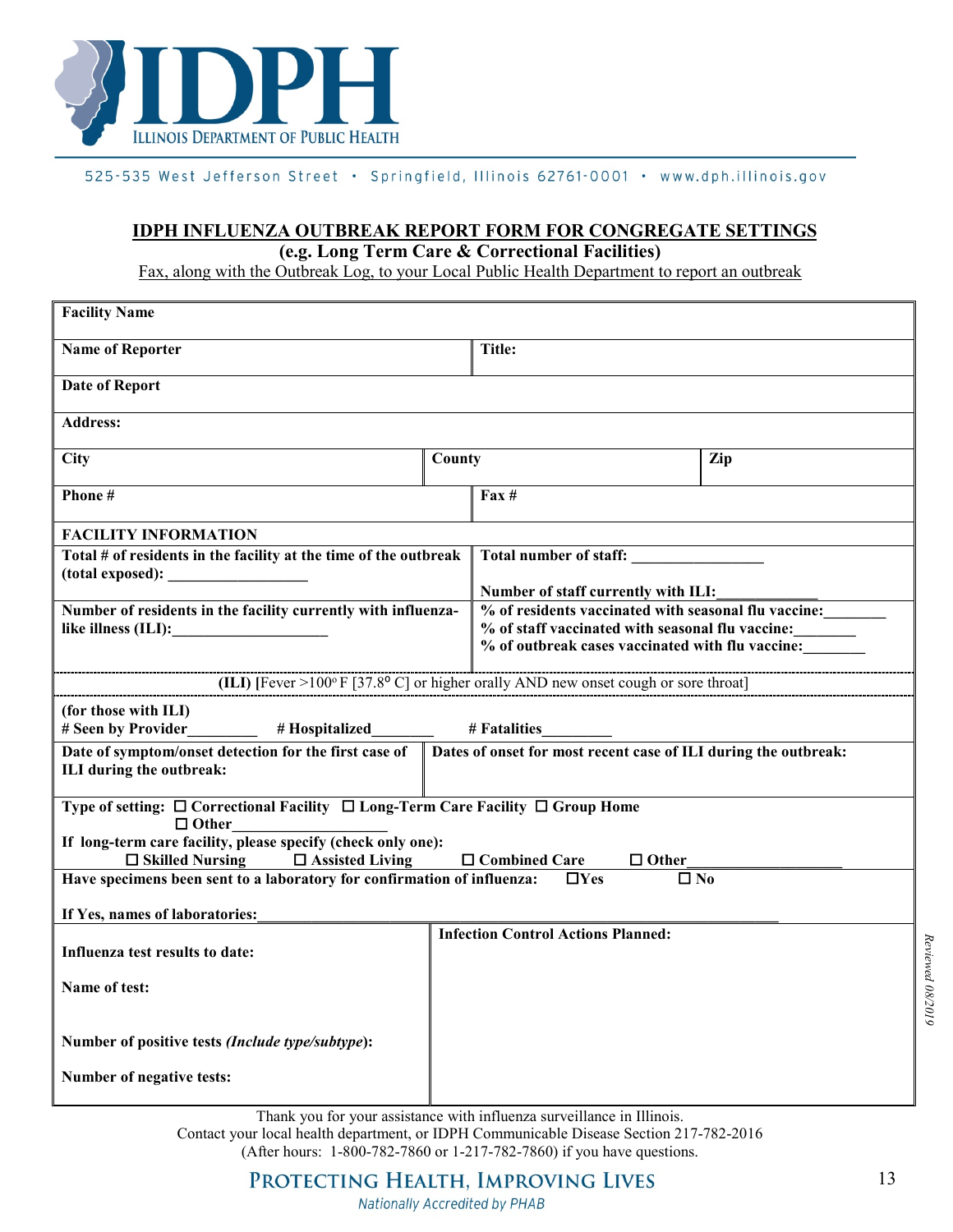**ILLINOIS DEPARTMENT OF PUBLIC HEALTH**

525-535 West Jefferson Street • Springfield, Illinois 62761-0001 • www.dph.illinois.gov

## IDPH INFLUENZA OUTBREAK REPORT FORM FOR CONGREGATE SETTINGS

**(e.g. Long Term Care & Correctional Facilities)**

Fax, along with the Outbreak Log, to your Local Public Health Department to report an outbreak

**Facility Name**

| **Name of Reporter** | **Title:** |
|---|---|

**Date of Report**

**Address:**

| **City** | **County** | **Zip** |
|---|---|---|

| **Phone #** | **Fax #** |
|---|---|

**FACILITY INFORMATION**

| | |
|---|---|
| **Total # of residents in the facility at the time of the outbreak (total exposed):** __________________ | **Total number of staff:** _________________ **Number of staff currently with ILI:** _____________ |
| **Number of residents in the facility currently with influenza-like illness (ILI):** ____________________ | **% of residents vaccinated with seasonal flu vaccine:** ________ **% of staff vaccinated with seasonal flu vaccine:** ________ **% of outbreak cases vaccinated with flu vaccine:** ________ |

**(ILI) [**Fever >100° F [37.8° C] or higher orally AND new onset cough or sore throat]

**(for those with ILI)**
**# Seen by Provider**_________ **# Hospitalized**________ **# Fatalities**_________

| **Date of symptom/onset detection for the first case of ILI during the outbreak:** | **Dates of onset for most recent case of ILI during the outbreak:** |
|---|---|

**Type of setting:** ☐ **Correctional Facility** ☐ **Long-Term Care Facility** ☐ **Group Home** ☐ **Other**_________________

**If long-term care facility, please specify (check only one):**
☐ **Skilled Nursing** ☐ **Assisted Living** ☐ **Combined Care** ☐ **Other**____________________

**Have specimens been sent to a laboratory for confirmation of influenza:** ☐**Yes** ☐ **No**

**If Yes, names of laboratories:**______________________________________________________________

| | |
|---|---|
| **Influenza test results to date:** **Name of test:** **Number of positive tests *(Include type/subtype)*:** **Number of negative tests:** | **Infection Control Actions Planned:** |

*Reviewed 08/2019*

Thank you for your assistance with influenza surveillance in Illinois.
Contact your local health department, or IDPH Communicable Disease Section 217-782-2016
(After hours: 1-800-782-7860 or 1-217-782-7860) if you have questions.

PROTECTING HEALTH, IMPROVING LIVES
*Nationally Accredited by PHAB*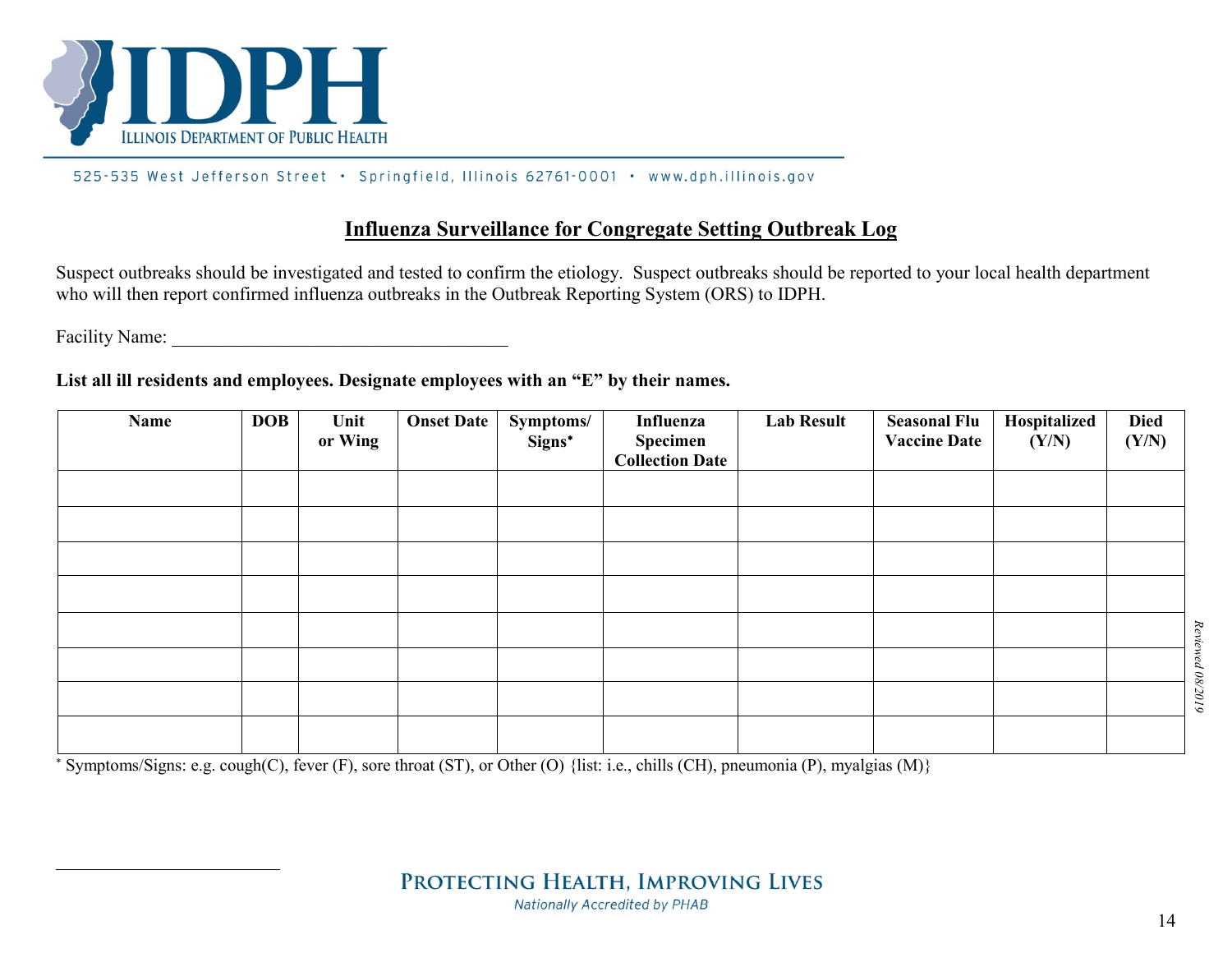## Influenza Surveillance for Congregate Setting Outbreak Log

Suspect outbreaks should be investigated and tested to confirm the etiology. Suspect outbreaks should be reported to your local health department who will then report confirmed influenza outbreaks in the Outbreak Reporting System (ORS) to IDPH.

Facility Name: ___________________________________

**List all ill residents and employees. Designate employees with an "E" by their names.**

| Name | DOB | Unit or Wing | Onset Date | Symptoms/ Signs* | Influenza Specimen Collection Date | Lab Result | Seasonal Flu Vaccine Date | Hospitalized (Y/N) | Died (Y/N) |
|---|---|---|---|---|---|---|---|---|---|
| | | | | | | | | | |
| | | | | | | | | | |
| | | | | | | | | | |
| | | | | | | | | | |
| | | | | | | | | | |
| | | | | | | | | | |
| | | | | | | | | | |
| | | | | | | | | | |

\* Symptoms/Signs: e.g. cough(C), fever (F), sore throat (ST), or Other (O) {list: i.e., chills (CH), pneumonia (P), myalgias (M)}

*Reviewed 08/2019*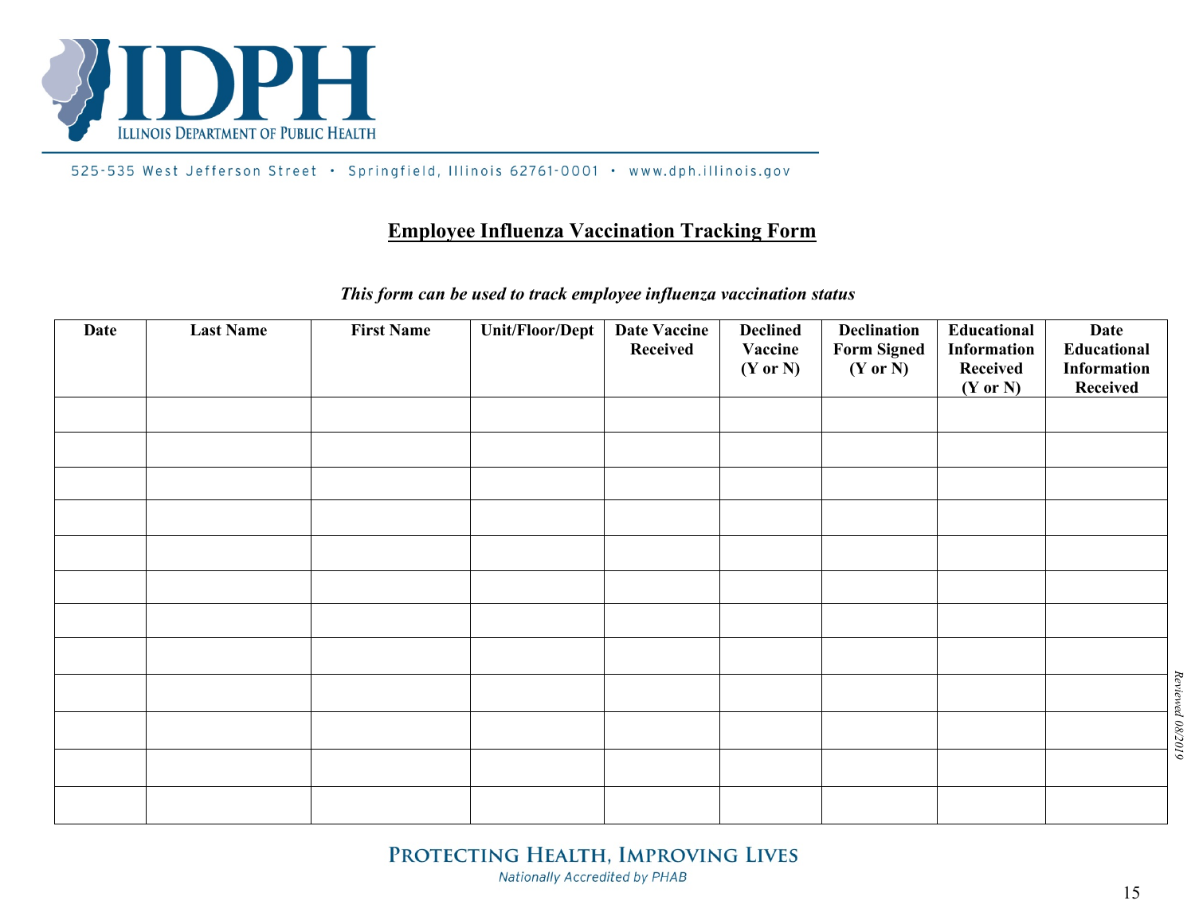ILLINOIS DEPARTMENT OF PUBLIC HEALTH

525-535 West Jefferson Street • Springfield, Illinois 62761-0001 • www.dph.illinois.gov

## Employee Influenza Vaccination Tracking Form

*This form can be used to track employee influenza vaccination status*

| Date | Last Name | First Name | Unit/Floor/Dept | Date Vaccine Received | Declined Vaccine (Y or N) | Declination Form Signed (Y or N) | Educational Information Received (Y or N) | Date Educational Information Received |
|---|---|---|---|---|---|---|---|---|
| | | | | | | | | |
| | | | | | | | | |
| | | | | | | | | |
| | | | | | | | | |
| | | | | | | | | |
| | | | | | | | | |
| | | | | | | | | |
| | | | | | | | | |
| | | | | | | | | |
| | | | | | | | | |
| | | | | | | | | |
| | | | | | | | | |

*Reviewed 08/2019*

PROTECTING HEALTH, IMPROVING LIVES

*Nationally Accredited by PHAB*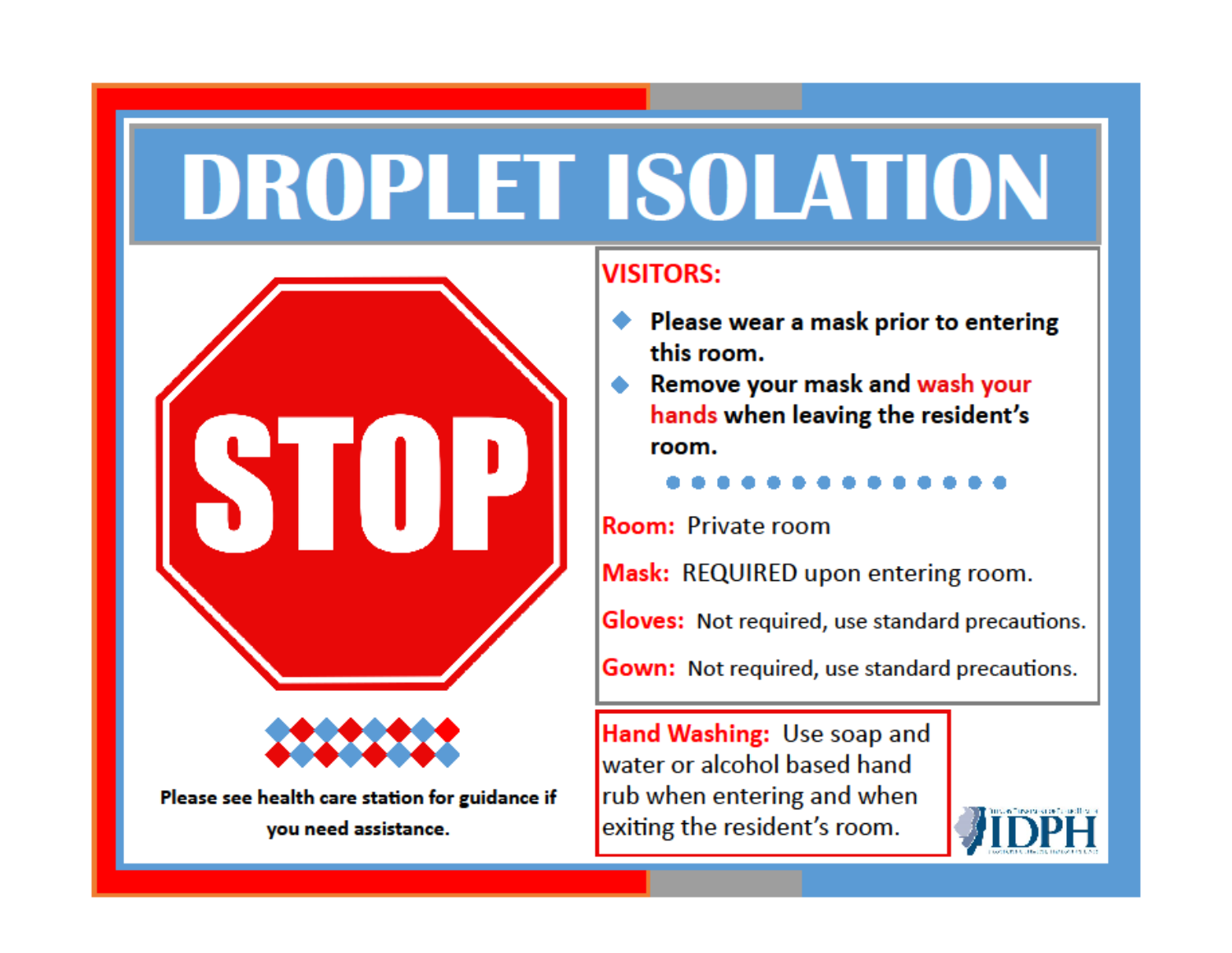# DROPLET ISOLATION

**STOP**

**Please see health care station for guidance if you need assistance.**

**VISITORS:**

- **Please wear a mask prior to entering this room.**
- **Remove your mask and wash your hands when leaving the resident's room.**

**Room:** Private room

**Mask:** REQUIRED upon entering room.

**Gloves:** Not required, use standard precautions.

**Gown:** Not required, use standard precautions.

**Hand Washing:** Use soap and water or alcohol based hand rub when entering and when exiting the resident's room.

IDPH